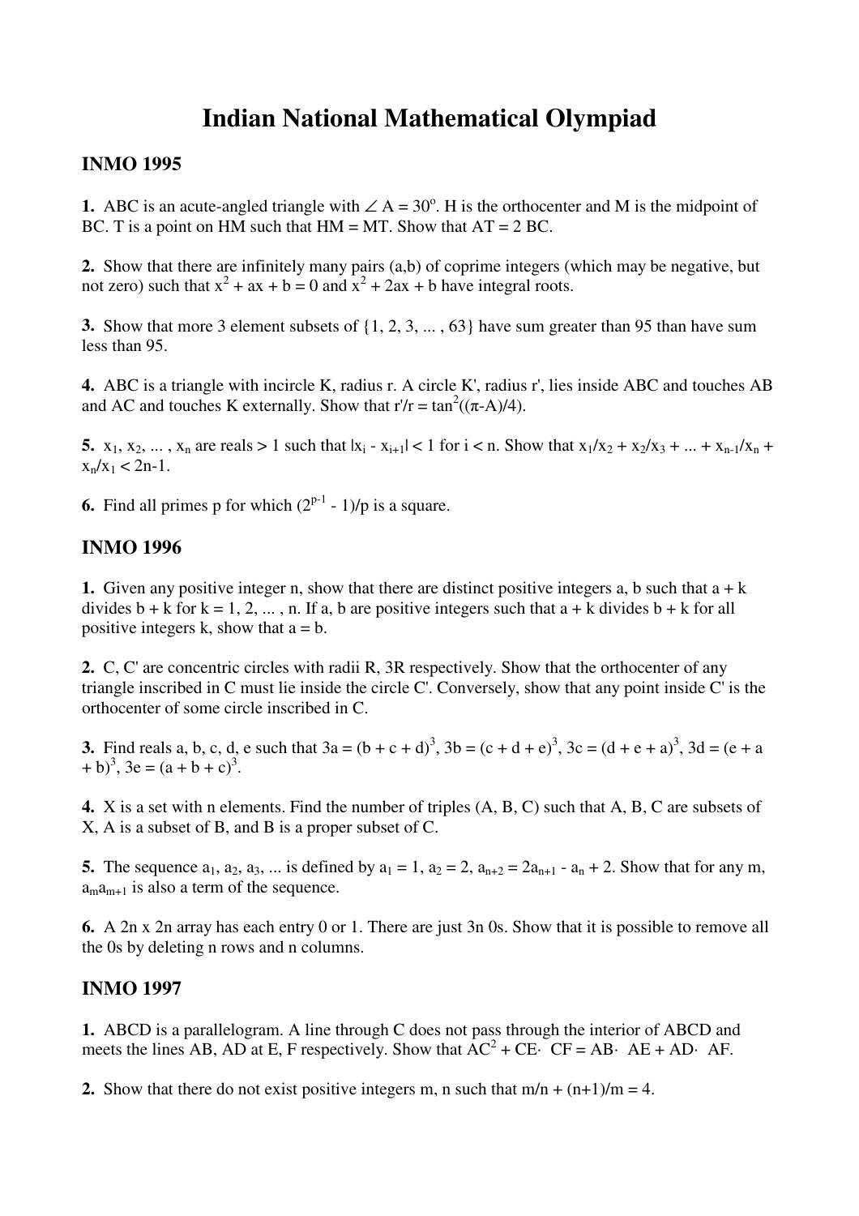# Indian National Mathematical Olympiad

## INMO 1995

**1.** ABC is an acute-angled triangle with $\angle A = 30^o$. H is the orthocenter and M is the midpoint of BC. T is a point on HM such that HM = MT. Show that AT = 2 BC.

**2.** Show that there are infinitely many pairs (a,b) of coprime integers (which may be negative, but not zero) such that $x^2 + ax + b = 0$ and $x^2 + 2ax + b$ have integral roots.

**3.** Show that more 3 element subsets of {1, 2, 3, ... , 63} have sum greater than 95 than have sum less than 95.

**4.** ABC is a triangle with incircle K, radius r. A circle K', radius r', lies inside ABC and touches AB and AC and touches K externally. Show that $r'/r = \tan^2((\pi-A)/4)$.

**5.** $x_1, x_2, ... , x_n$ are reals > 1 such that $|x_i - x_{i+1}| < 1$ for $i < n$. Show that $x_1/x_2 + x_2/x_3 + ... + x_{n-1}/x_n + x_n/x_1 < 2n-1$.

**6.** Find all primes p for which $(2^{p-1} - 1)/p$ is a square.

## INMO 1996

**1.** Given any positive integer n, show that there are distinct positive integers a, b such that a + k divides b + k for k = 1, 2, ... , n. If a, b are positive integers such that a + k divides b + k for all positive integers k, show that a = b.

**2.** C, C' are concentric circles with radii R, 3R respectively. Show that the orthocenter of any triangle inscribed in C must lie inside the circle C'. Conversely, show that any point inside C' is the orthocenter of some circle inscribed in C.

**3.** Find reals a, b, c, d, e such that $3a = (b + c + d)^3$, $3b = (c + d + e)^3$, $3c = (d + e + a)^3$, $3d = (e + a + b)^3$, $3e = (a + b + c)^3$.

**4.** X is a set with n elements. Find the number of triples (A, B, C) such that A, B, C are subsets of X, A is a subset of B, and B is a proper subset of C.

**5.** The sequence $a_1, a_2, a_3, ...$ is defined by $a_1 = 1$, $a_2 = 2$, $a_{n+2} = 2a_{n+1} - a_n + 2$. Show that for any m, $a_m a_{m+1}$ is also a term of the sequence.

**6.** A 2n x 2n array has each entry 0 or 1. There are just 3n 0s. Show that it is possible to remove all the 0s by deleting n rows and n columns.

## INMO 1997

**1.** ABCD is a parallelogram. A line through C does not pass through the interior of ABCD and meets the lines AB, AD at E, F respectively. Show that $AC^2 + CE \cdot CF = AB \cdot AE + AD \cdot AF$.

**2.** Show that there do not exist positive integers m, n such that m/n + (n+1)/m = 4.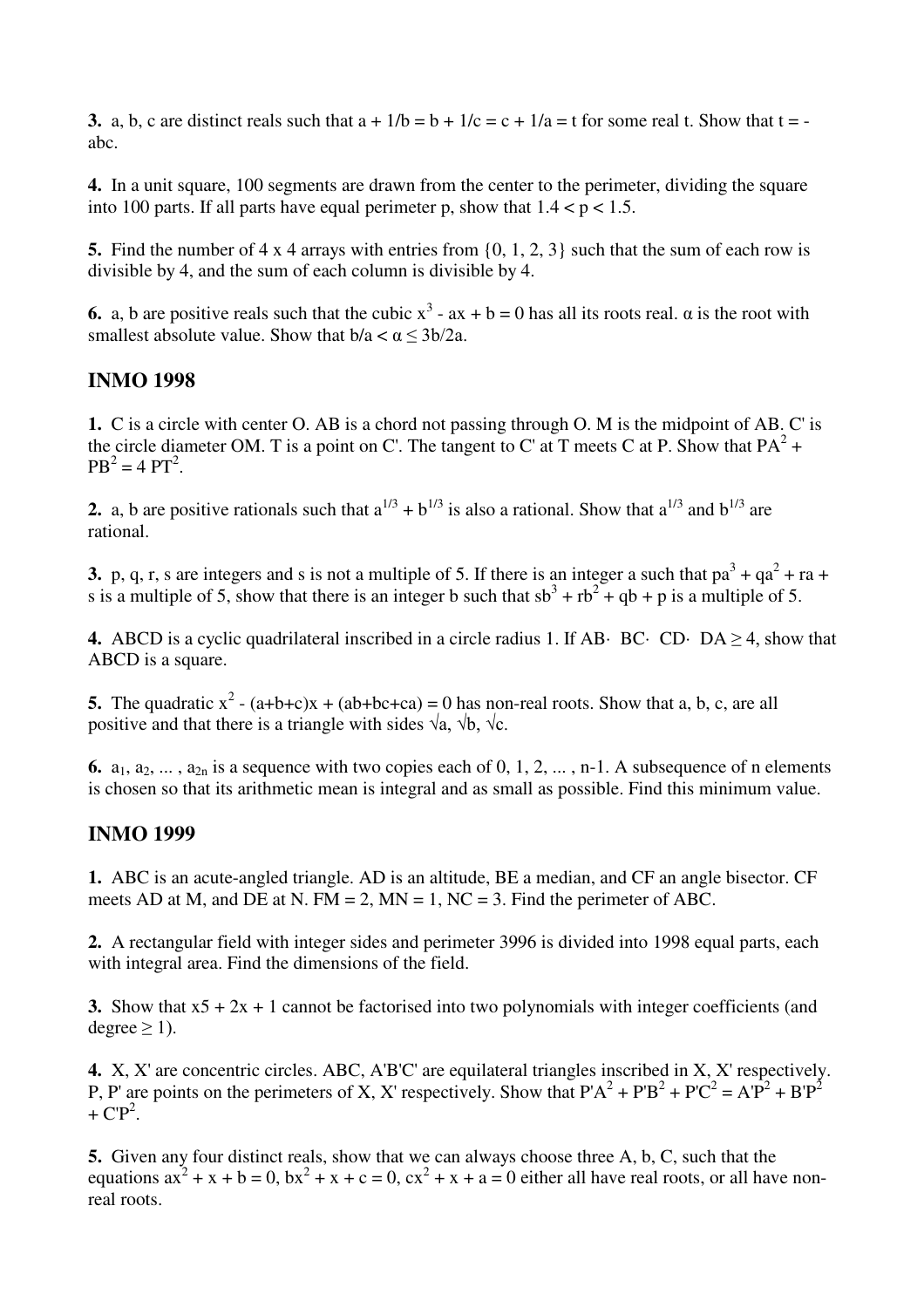**3.** a, b, c are distinct reals such that $a + 1/b = b + 1/c = c + 1/a = t$ for some real t. Show that $t = -abc$.

**4.** In a unit square, 100 segments are drawn from the center to the perimeter, dividing the square into 100 parts. If all parts have equal perimeter p, show that $1.4 < p < 1.5$.

**5.** Find the number of 4 x 4 arrays with entries from {0, 1, 2, 3} such that the sum of each row is divisible by 4, and the sum of each column is divisible by 4.

**6.** a, b are positive reals such that the cubic $x^3 - ax + b = 0$ has all its roots real. α is the root with smallest absolute value. Show that $b/a < \alpha \leq 3b/2a$.

## INMO 1998

**1.** C is a circle with center O. AB is a chord not passing through O. M is the midpoint of AB. C' is the circle diameter OM. T is a point on C'. The tangent to C' at T meets C at P. Show that $PA^2 + PB^2 = 4\, PT^2$.

**2.** a, b are positive rationals such that $a^{1/3} + b^{1/3}$ is also a rational. Show that $a^{1/3}$ and $b^{1/3}$ are rational.

**3.** p, q, r, s are integers and s is not a multiple of 5. If there is an integer a such that $pa^3 + qa^2 + ra + s$ is a multiple of 5, show that there is an integer b such that $sb^3 + rb^2 + qb + p$ is a multiple of 5.

**4.** ABCD is a cyclic quadrilateral inscribed in a circle radius 1. If $AB\cdot BC\cdot CD\cdot DA \geq 4$, show that ABCD is a square.

**5.** The quadratic $x^2 - (a+b+c)x + (ab+bc+ca) = 0$ has non-real roots. Show that a, b, c, are all positive and that there is a triangle with sides $\sqrt{a}$, $\sqrt{b}$, $\sqrt{c}$.

**6.** $a_1, a_2, \ldots, a_{2n}$ is a sequence with two copies each of 0, 1, 2, ... , n-1. A subsequence of n elements is chosen so that its arithmetic mean is integral and as small as possible. Find this minimum value.

## INMO 1999

**1.** ABC is an acute-angled triangle. AD is an altitude, BE a median, and CF an angle bisector. CF meets AD at M, and DE at N. FM = 2, MN = 1, NC = 3. Find the perimeter of ABC.

**2.** A rectangular field with integer sides and perimeter 3996 is divided into 1998 equal parts, each with integral area. Find the dimensions of the field.

**3.** Show that x5 + 2x + 1 cannot be factorised into two polynomials with integer coefficients (and degree ≥ 1).

**4.** X, X' are concentric circles. ABC, A'B'C' are equilateral triangles inscribed in X, X' respectively. P, P' are points on the perimeters of X, X' respectively. Show that $P'A^2 + P'B^2 + P'C^2 = A'P^2 + B'P^2 + C'P^2$.

**5.** Given any four distinct reals, show that we can always choose three A, b, C, such that the equations $ax^2 + x + b = 0$, $bx^2 + x + c = 0$, $cx^2 + x + a = 0$ either all have real roots, or all have non-real roots.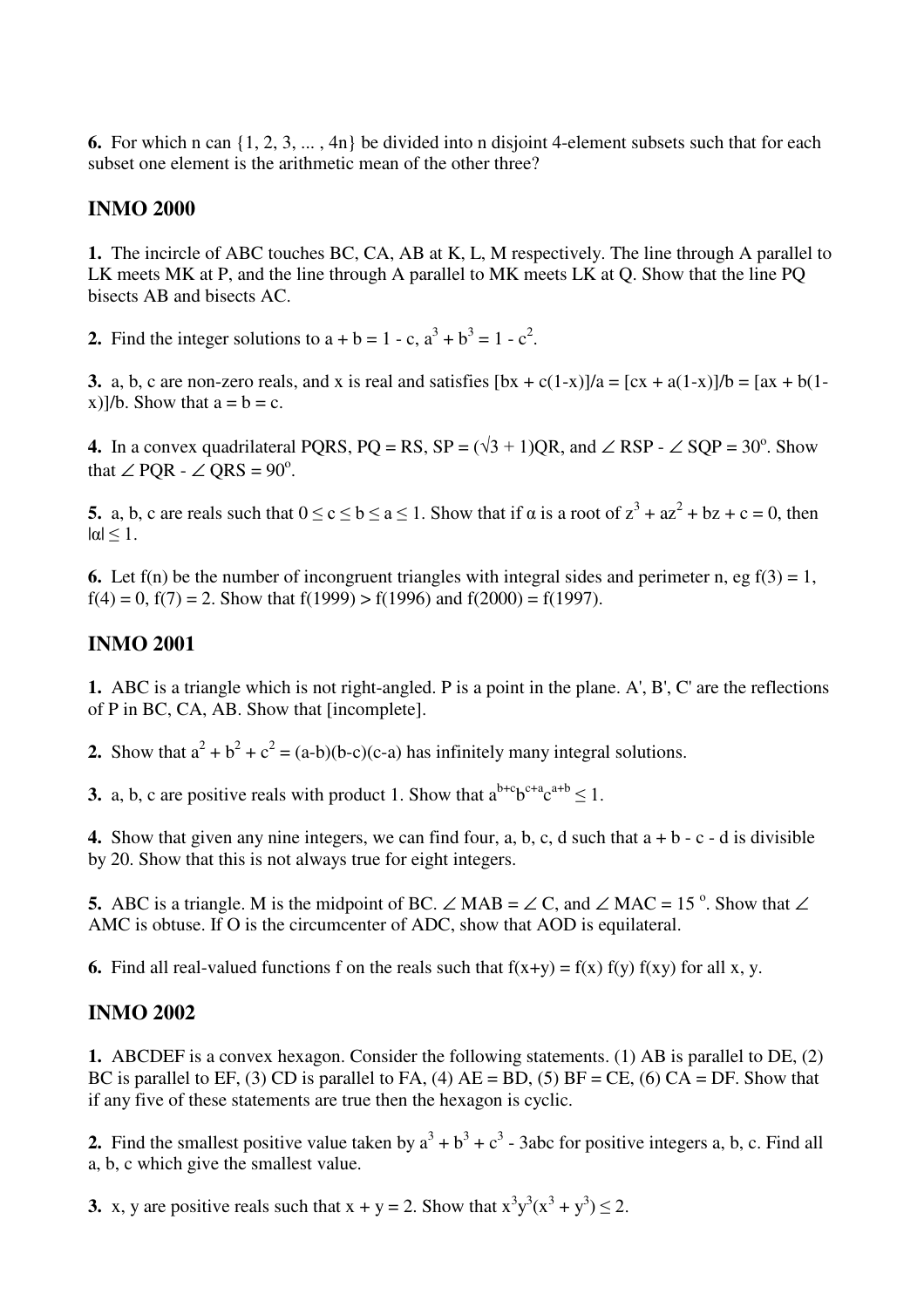**6.** For which n can $\{1, 2, 3, ... , 4n\}$ be divided into n disjoint 4-element subsets such that for each subset one element is the arithmetic mean of the other three?

## INMO 2000

**1.** The incircle of ABC touches BC, CA, AB at K, L, M respectively. The line through A parallel to LK meets MK at P, and the line through A parallel to MK meets LK at Q. Show that the line PQ bisects AB and bisects AC.

**2.** Find the integer solutions to $a + b = 1 - c$, $a^3 + b^3 = 1 - c^2$.

**3.** a, b, c are non-zero reals, and x is real and satisfies $[bx + c(1-x)]/a = [cx + a(1-x)]/b = [ax + b(1-x)]/b$. Show that $a = b = c$.

**4.** In a convex quadrilateral PQRS, PQ = RS, $SP = (\sqrt{3} + 1)QR$, and $\angle RSP - \angle SQP = 30^o$. Show that $\angle PQR - \angle QRS = 90^o$.

**5.** a, b, c are reals such that $0 \leq c \leq b \leq a \leq 1$. Show that if α is a root of $z^3 + az^2 + bz + c = 0$, then $|\alpha| \leq 1$.

**6.** Let f(n) be the number of incongruent triangles with integral sides and perimeter n, eg f(3) = 1, f(4) = 0, f(7) = 2. Show that f(1999) > f(1996) and f(2000) = f(1997).

## INMO 2001

**1.** ABC is a triangle which is not right-angled. P is a point in the plane. A', B', C' are the reflections of P in BC, CA, AB. Show that [incomplete].

**2.** Show that $a^2 + b^2 + c^2 = (a-b)(b-c)(c-a)$ has infinitely many integral solutions.

**3.** a, b, c are positive reals with product 1. Show that $a^{b+c}b^{c+a}c^{a+b} \leq 1$.

**4.** Show that given any nine integers, we can find four, a, b, c, d such that $a + b - c - d$ is divisible by 20. Show that this is not always true for eight integers.

**5.** ABC is a triangle. M is the midpoint of BC. $\angle MAB = \angle C$, and $\angle MAC = 15^o$. Show that $\angle AMC$ is obtuse. If O is the circumcenter of ADC, show that AOD is equilateral.

**6.** Find all real-valued functions f on the reals such that $f(x+y) = f(x) f(y) f(xy)$ for all x, y.

## INMO 2002

**1.** ABCDEF is a convex hexagon. Consider the following statements. (1) AB is parallel to DE, (2) BC is parallel to EF, (3) CD is parallel to FA, (4) AE = BD, (5) BF = CE, (6) CA = DF. Show that if any five of these statements are true then the hexagon is cyclic.

**2.** Find the smallest positive value taken by $a^3 + b^3 + c^3 - 3abc$ for positive integers a, b, c. Find all a, b, c which give the smallest value.

**3.** x, y are positive reals such that $x + y = 2$. Show that $x^3y^3(x^3 + y^3) \leq 2$.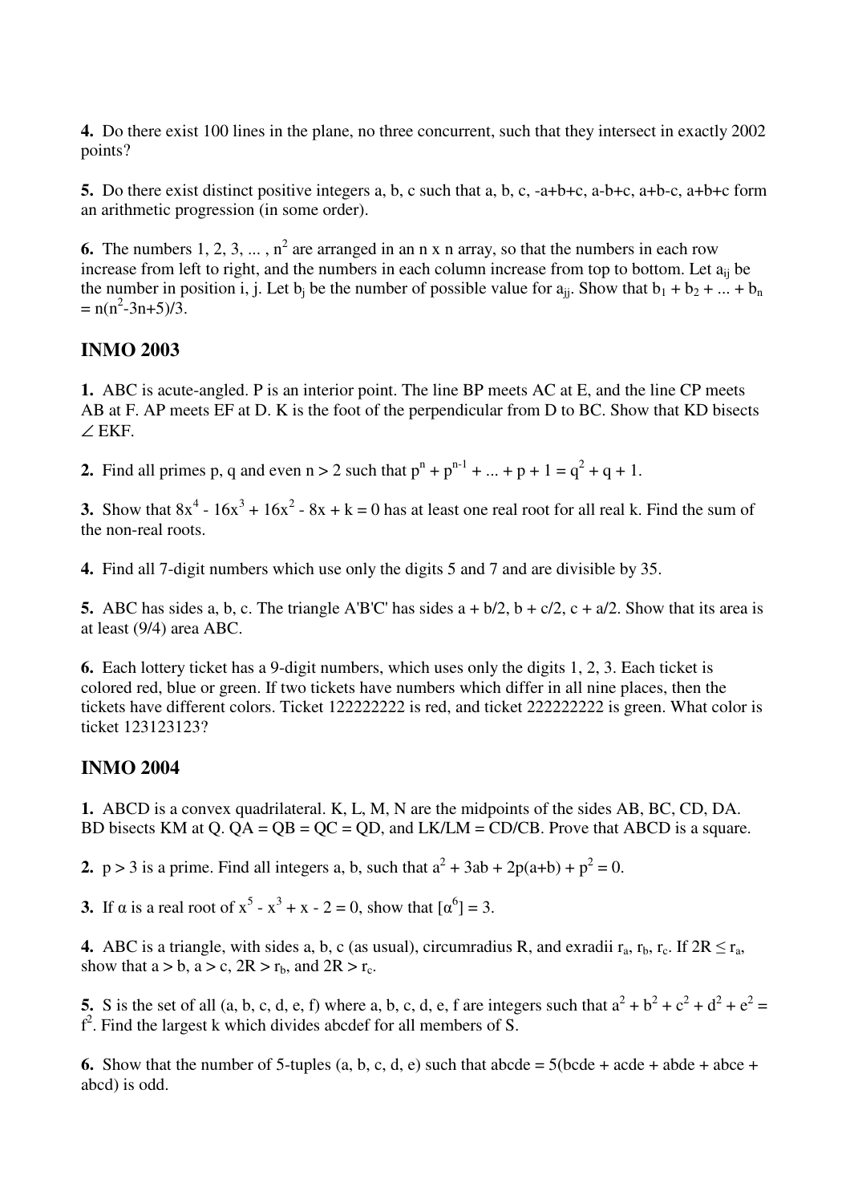**4.** Do there exist 100 lines in the plane, no three concurrent, such that they intersect in exactly 2002 points?

**5.** Do there exist distinct positive integers a, b, c such that a, b, c, -a+b+c, a-b+c, a+b-c, a+b+c form an arithmetic progression (in some order).

**6.** The numbers 1, 2, 3, ... , $n^2$ are arranged in an n x n array, so that the numbers in each row increase from left to right, and the numbers in each column increase from top to bottom. Let $a_{ij}$ be the number in position i, j. Let $b_j$ be the number of possible value for $a_{jj}$. Show that $b_1 + b_2 + ... + b_n = n(n^2-3n+5)/3$.

## INMO 2003

**1.** ABC is acute-angled. P is an interior point. The line BP meets AC at E, and the line CP meets AB at F. AP meets EF at D. K is the foot of the perpendicular from D to BC. Show that KD bisects $\angle$ EKF.

**2.** Find all primes p, q and even n > 2 such that $p^n + p^{n-1} + ... + p + 1 = q^2 + q + 1$.

**3.** Show that $8x^4 - 16x^3 + 16x^2 - 8x + k = 0$ has at least one real root for all real k. Find the sum of the non-real roots.

**4.** Find all 7-digit numbers which use only the digits 5 and 7 and are divisible by 35.

**5.** ABC has sides a, b, c. The triangle A'B'C' has sides a + b/2, b + c/2, c + a/2. Show that its area is at least (9/4) area ABC.

**6.** Each lottery ticket has a 9-digit numbers, which uses only the digits 1, 2, 3. Each ticket is colored red, blue or green. If two tickets have numbers which differ in all nine places, then the tickets have different colors. Ticket 122222222 is red, and ticket 222222222 is green. What color is ticket 123123123?

## INMO 2004

**1.** ABCD is a convex quadrilateral. K, L, M, N are the midpoints of the sides AB, BC, CD, DA. BD bisects KM at Q. QA = QB = QC = QD, and LK/LM = CD/CB. Prove that ABCD is a square.

**2.** p > 3 is a prime. Find all integers a, b, such that $a^2 + 3ab + 2p(a+b) + p^2 = 0$.

**3.** If $\alpha$ is a real root of $x^5 - x^3 + x - 2 = 0$, show that $[\alpha^6] = 3$.

**4.** ABC is a triangle, with sides a, b, c (as usual), circumradius R, and exradii $r_a$, $r_b$, $r_c$. If $2R \le r_a$, show that a > b, a > c, $2R > r_b$, and $2R > r_c$.

**5.** S is the set of all (a, b, c, d, e, f) where a, b, c, d, e, f are integers such that $a^2 + b^2 + c^2 + d^2 + e^2 = f^2$. Find the largest k which divides abcdef for all members of S.

**6.** Show that the number of 5-tuples (a, b, c, d, e) such that abcde = 5(bcde + acde + abde + abce + abcd) is odd.